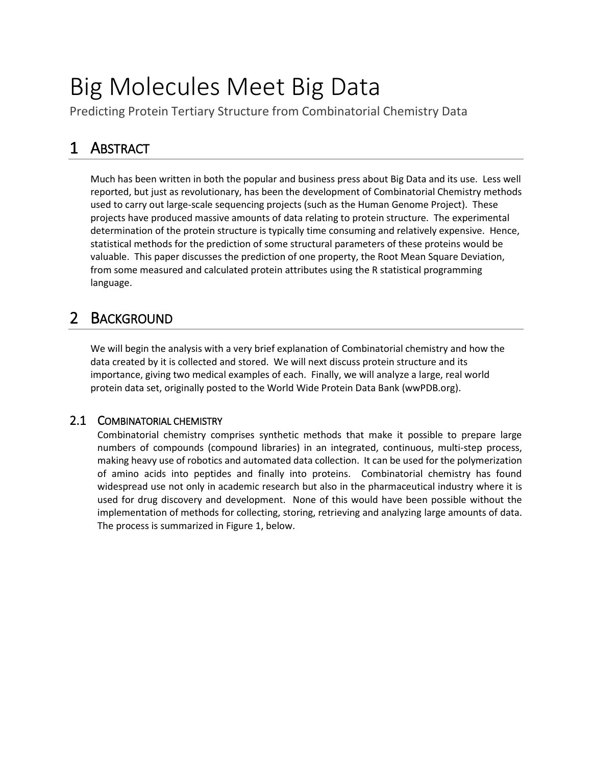# Big Molecules Meet Big Data

Predicting Protein Tertiary Structure from Combinatorial Chemistry Data

## 1 Abstract

Much has been written in both the popular and business press about Big Data and its use. Less well reported, but just as revolutionary, has been the development of Combinatorial Chemistry methods used to carry out large-scale sequencing projects (such as the Human Genome Project). These projects have produced massive amounts of data relating to protein structure. The experimental determination of the protein structure is typically time consuming and relatively expensive. Hence, statistical methods for the prediction of some structural parameters of these proteins would be valuable. This paper discusses the prediction of one property, the Root Mean Square Deviation, from some measured and calculated protein attributes using the R statistical programming language.

## 2 Background

We will begin the analysis with a very brief explanation of Combinatorial chemistry and how the data created by it is collected and stored. We will next discuss protein structure and its importance, giving two medical examples of each. Finally, we will analyze a large, real world protein data set, originally posted to the World Wide Protein Data Bank (wwPDB.org).

### 2.1 Combinatorial chemistry

Combinatorial chemistry comprises synthetic methods that make it possible to prepare large numbers of compounds (compound libraries) in an integrated, continuous, multi-step process, making heavy use of robotics and automated data collection. It can be used for the polymerization of amino acids into peptides and finally into proteins. Combinatorial chemistry has found widespread use not only in academic research but also in the pharmaceutical industry where it is used for drug discovery and development. None of this would have been possible without the implementation of methods for collecting, storing, retrieving and analyzing large amounts of data. The process is summarized in Figure 1, below.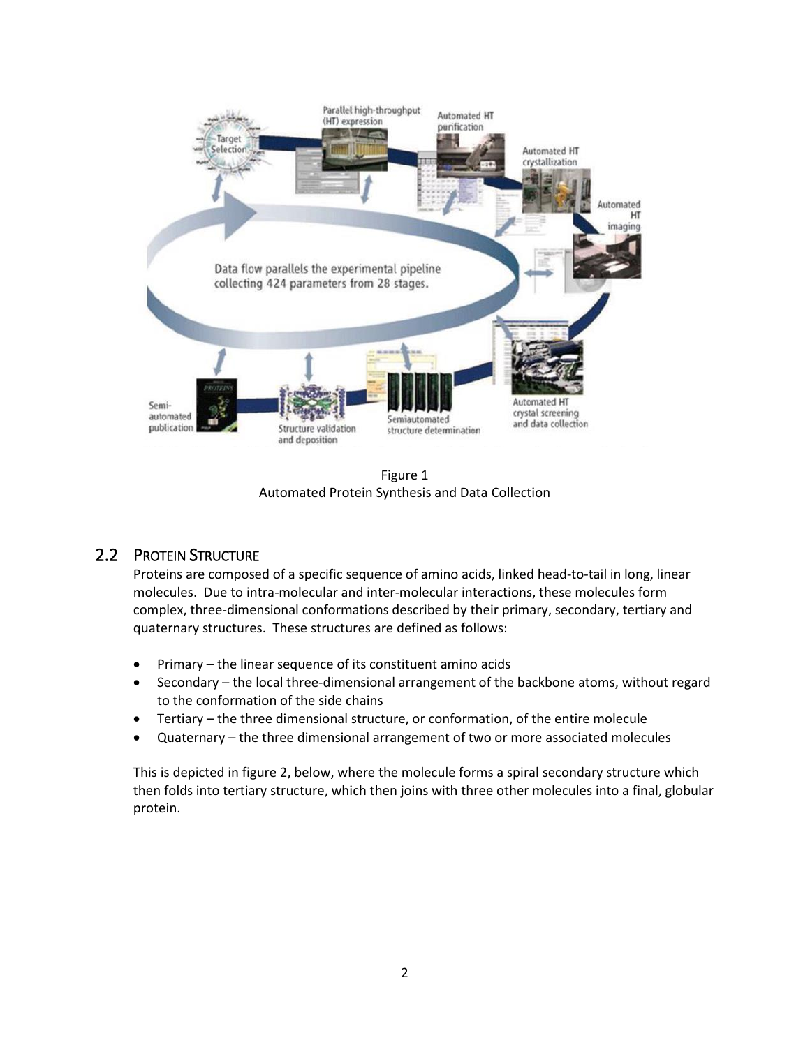Figure 1
Automated Protein Synthesis and Data Collection

## 2.2 Protein Structure

Proteins are composed of a specific sequence of amino acids, linked head-to-tail in long, linear molecules. Due to intra-molecular and inter-molecular interactions, these molecules form complex, three-dimensional conformations described by their primary, secondary, tertiary and quaternary structures. These structures are defined as follows:

- Primary – the linear sequence of its constituent amino acids
- Secondary – the local three-dimensional arrangement of the backbone atoms, without regard to the conformation of the side chains
- Tertiary – the three dimensional structure, or conformation, of the entire molecule
- Quaternary – the three dimensional arrangement of two or more associated molecules

This is depicted in figure 2, below, where the molecule forms a spiral secondary structure which then folds into tertiary structure, which then joins with three other molecules into a final, globular protein.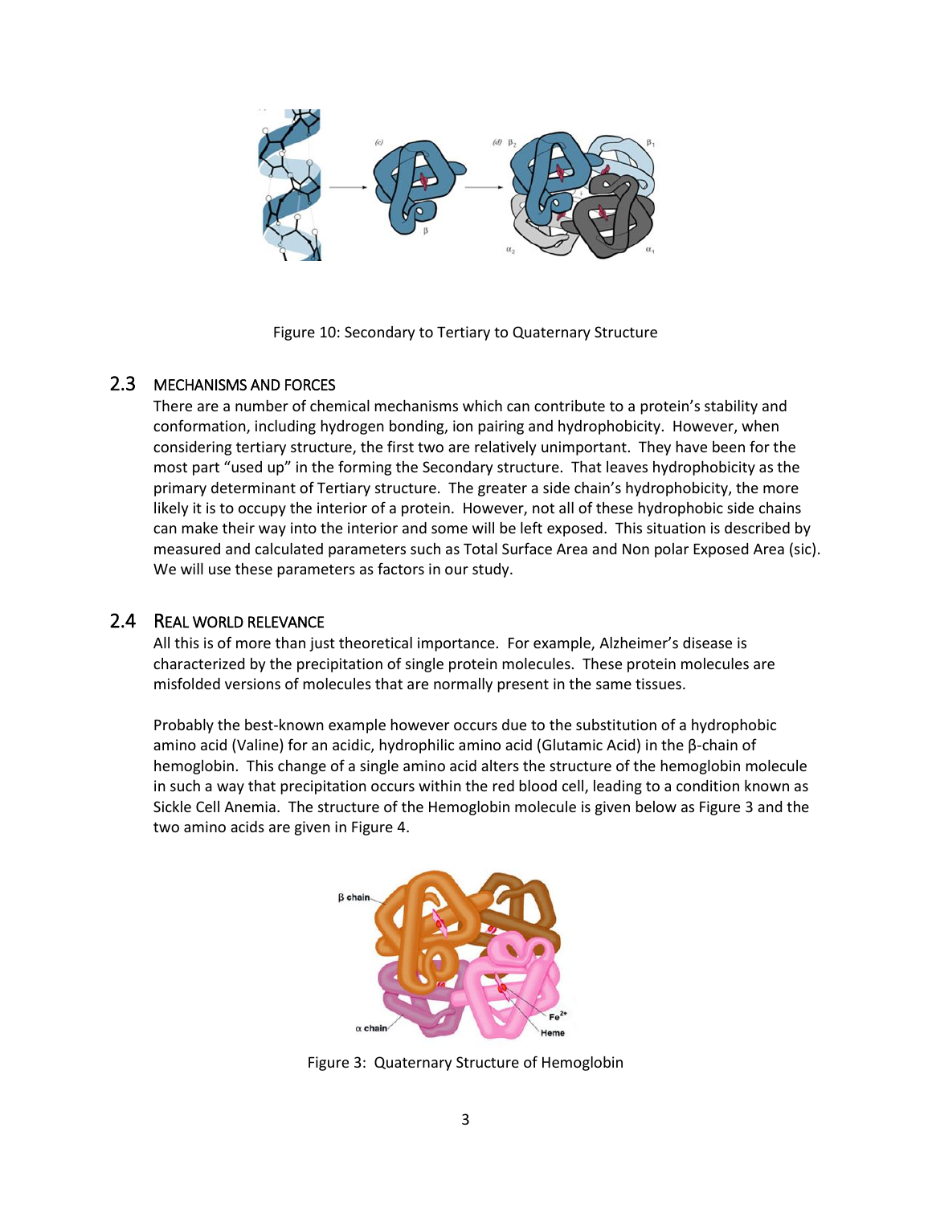Figure 10: Secondary to Tertiary to Quaternary Structure

## 2.3 Mechanisms and Forces

There are a number of chemical mechanisms which can contribute to a protein's stability and conformation, including hydrogen bonding, ion pairing and hydrophobicity. However, when considering tertiary structure, the first two are relatively unimportant. They have been for the most part "used up" in the forming the Secondary structure. That leaves hydrophobicity as the primary determinant of Tertiary structure. The greater a side chain's hydrophobicity, the more likely it is to occupy the interior of a protein. However, not all of these hydrophobic side chains can make their way into the interior and some will be left exposed. This situation is described by measured and calculated parameters such as Total Surface Area and Non polar Exposed Area (sic). We will use these parameters as factors in our study.

## 2.4 Real World Relevance

All this is of more than just theoretical importance. For example, Alzheimer's disease is characterized by the precipitation of single protein molecules. These protein molecules are misfolded versions of molecules that are normally present in the same tissues.

Probably the best-known example however occurs due to the substitution of a hydrophobic amino acid (Valine) for an acidic, hydrophilic amino acid (Glutamic Acid) in the β-chain of hemoglobin. This change of a single amino acid alters the structure of the hemoglobin molecule in such a way that precipitation occurs within the red blood cell, leading to a condition known as Sickle Cell Anemia. The structure of the Hemoglobin molecule is given below as Figure 3 and the two amino acids are given in Figure 4.

Figure 3: Quaternary Structure of Hemoglobin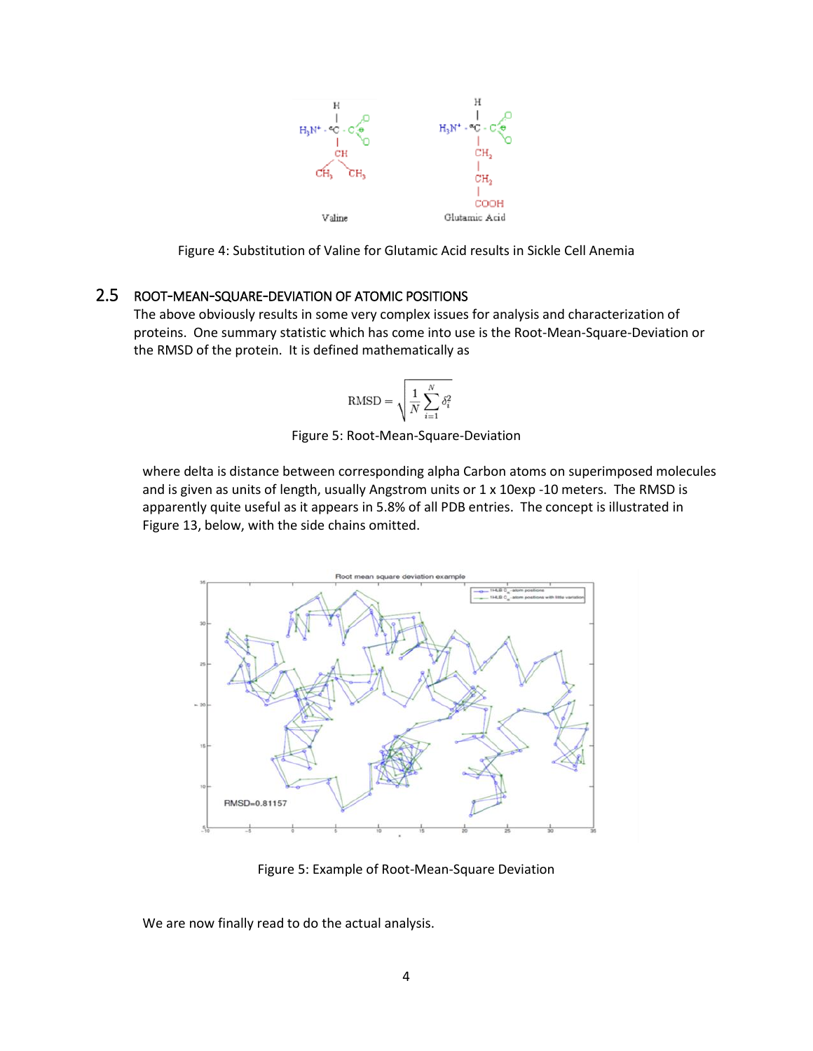Figure 4: Substitution of Valine for Glutamic Acid results in Sickle Cell Anemia

## 2.5 ROOT-MEAN-SQUARE-DEVIATION OF ATOMIC POSITIONS

The above obviously results in some very complex issues for analysis and characterization of proteins. One summary statistic which has come into use is the Root-Mean-Square-Deviation or the RMSD of the protein. It is defined mathematically as

$$\mathrm{RMSD} = \sqrt{\frac{1}{N}\sum_{i=1}^{N}\delta_i^2}$$

Figure 5: Root-Mean-Square-Deviation

where delta is distance between corresponding alpha Carbon atoms on superimposed molecules and is given as units of length, usually Angstrom units or 1 x 10exp -10 meters. The RMSD is apparently quite useful as it appears in 5.8% of all PDB entries. The concept is illustrated in Figure 13, below, with the side chains omitted.

Figure 5: Example of Root-Mean-Square Deviation

We are now finally read to do the actual analysis.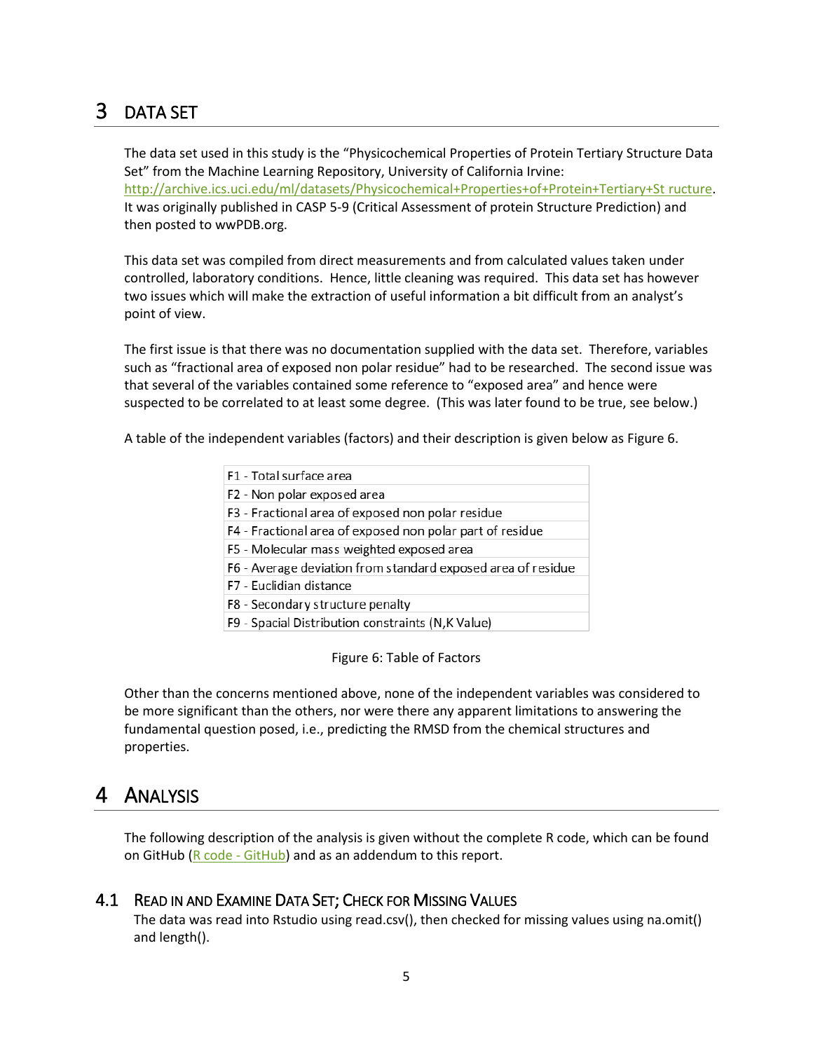# 3 DATA SET

The data set used in this study is the "Physicochemical Properties of Protein Tertiary Structure Data Set" from the Machine Learning Repository, University of California Irvine: http://archive.ics.uci.edu/ml/datasets/Physicochemical+Properties+of+Protein+Tertiary+St ructure. It was originally published in CASP 5-9 (Critical Assessment of protein Structure Prediction) and then posted to wwPDB.org.

This data set was compiled from direct measurements and from calculated values taken under controlled, laboratory conditions. Hence, little cleaning was required. This data set has however two issues which will make the extraction of useful information a bit difficult from an analyst's point of view.

The first issue is that there was no documentation supplied with the data set. Therefore, variables such as "fractional area of exposed non polar residue" had to be researched. The second issue was that several of the variables contained some reference to "exposed area" and hence were suspected to be correlated to at least some degree. (This was later found to be true, see below.)

A table of the independent variables (factors) and their description is given below as Figure 6.

| F1 - Total surface area |
|---|
| F2 - Non polar exposed area |
| F3 - Fractional area of exposed non polar residue |
| F4 - Fractional area of exposed non polar part of residue |
| F5 - Molecular mass weighted exposed area |
| F6 - Average deviation from standard exposed area of residue |
| F7 - Euclidian distance |
| F8 - Secondary structure penalty |
| F9 - Spacial Distribution constraints (N,K Value) |

Figure 6: Table of Factors

Other than the concerns mentioned above, none of the independent variables was considered to be more significant than the others, nor were there any apparent limitations to answering the fundamental question posed, i.e., predicting the RMSD from the chemical structures and properties.

# 4 ANALYSIS

The following description of the analysis is given without the complete R code, which can be found on GitHub (R code - GitHub) and as an addendum to this report.

## 4.1 READ IN AND EXAMINE DATA SET; CHECK FOR MISSING VALUES

The data was read into Rstudio using read.csv(), then checked for missing values using na.omit() and length().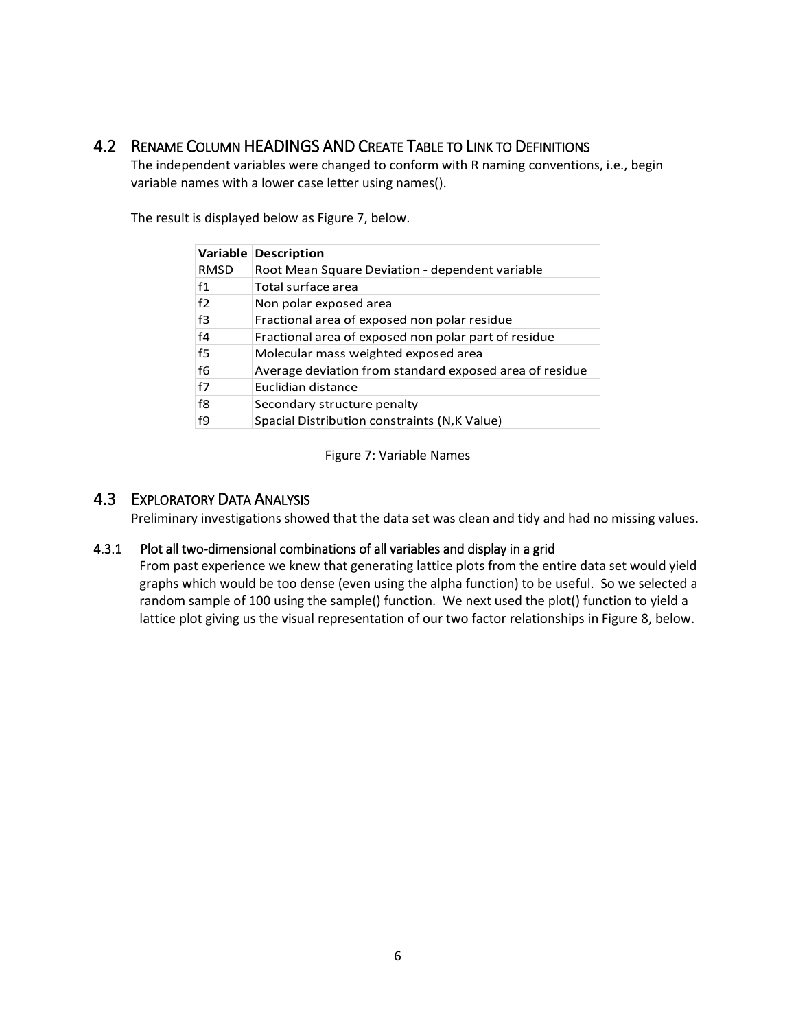## 4.2 Rename Column HEADINGS AND Create Table to Link to Definitions

The independent variables were changed to conform with R naming conventions, i.e., begin variable names with a lower case letter using names().

The result is displayed below as Figure 7, below.

| Variable | Description |
|---|---|
| RMSD | Root Mean Square Deviation - dependent variable |
| f1 | Total surface area |
| f2 | Non polar exposed area |
| f3 | Fractional area of exposed non polar residue |
| f4 | Fractional area of exposed non polar part of residue |
| f5 | Molecular mass weighted exposed area |
| f6 | Average deviation from standard exposed area of residue |
| f7 | Euclidian distance |
| f8 | Secondary structure penalty |
| f9 | Spacial Distribution constraints (N,K Value) |

Figure 7: Variable Names

## 4.3 Exploratory Data Analysis

Preliminary investigations showed that the data set was clean and tidy and had no missing values.

### 4.3.1 Plot all two-dimensional combinations of all variables and display in a grid

From past experience we knew that generating lattice plots from the entire data set would yield graphs which would be too dense (even using the alpha function) to be useful. So we selected a random sample of 100 using the sample() function. We next used the plot() function to yield a lattice plot giving us the visual representation of our two factor relationships in Figure 8, below.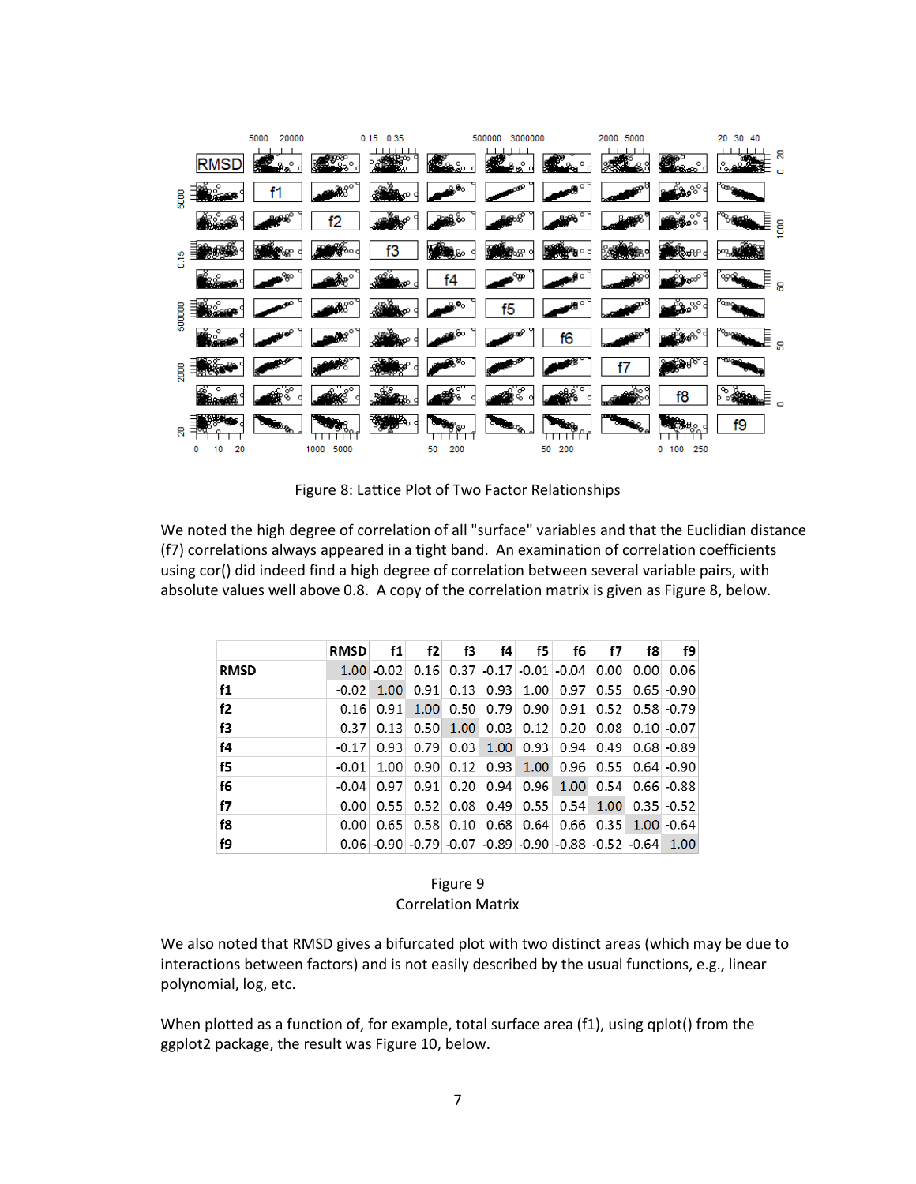Figure 8: Lattice Plot of Two Factor Relationships

We noted the high degree of correlation of all "surface" variables and that the Euclidian distance (f7) correlations always appeared in a tight band. An examination of correlation coefficients using cor() did indeed find a high degree of correlation between several variable pairs, with absolute values well above 0.8. A copy of the correlation matrix is given as Figure 8, below.

| | RMSD | f1 | f2 | f3 | f4 | f5 | f6 | f7 | f8 | f9 |
|---|---|---|---|---|---|---|---|---|---|---|
| RMSD | 1.00 | -0.02 | 0.16 | 0.37 | -0.17 | -0.01 | -0.04 | 0.00 | 0.00 | 0.06 |
| f1 | -0.02 | 1.00 | 0.91 | 0.13 | 0.93 | 1.00 | 0.97 | 0.55 | 0.65 | -0.90 |
| f2 | 0.16 | 0.91 | 1.00 | 0.50 | 0.79 | 0.90 | 0.91 | 0.52 | 0.58 | -0.79 |
| f3 | 0.37 | 0.13 | 0.50 | 1.00 | 0.03 | 0.12 | 0.20 | 0.08 | 0.10 | -0.07 |
| f4 | -0.17 | 0.93 | 0.79 | 0.03 | 1.00 | 0.93 | 0.94 | 0.49 | 0.68 | -0.89 |
| f5 | -0.01 | 1.00 | 0.90 | 0.12 | 0.93 | 1.00 | 0.96 | 0.55 | 0.64 | -0.90 |
| f6 | -0.04 | 0.97 | 0.91 | 0.20 | 0.94 | 0.96 | 1.00 | 0.54 | 0.66 | -0.88 |
| f7 | 0.00 | 0.55 | 0.52 | 0.08 | 0.49 | 0.55 | 0.54 | 1.00 | 0.35 | -0.52 |
| f8 | 0.00 | 0.65 | 0.58 | 0.10 | 0.68 | 0.64 | 0.66 | 0.35 | 1.00 | -0.64 |
| f9 | 0.06 | -0.90 | -0.79 | -0.07 | -0.89 | -0.90 | -0.88 | -0.52 | -0.64 | 1.00 |

Figure 9
Correlation Matrix

We also noted that RMSD gives a bifurcated plot with two distinct areas (which may be due to interactions between factors) and is not easily described by the usual functions, e.g., linear polynomial, log, etc.

When plotted as a function of, for example, total surface area (f1), using qplot() from the ggplot2 package, the result was Figure 10, below.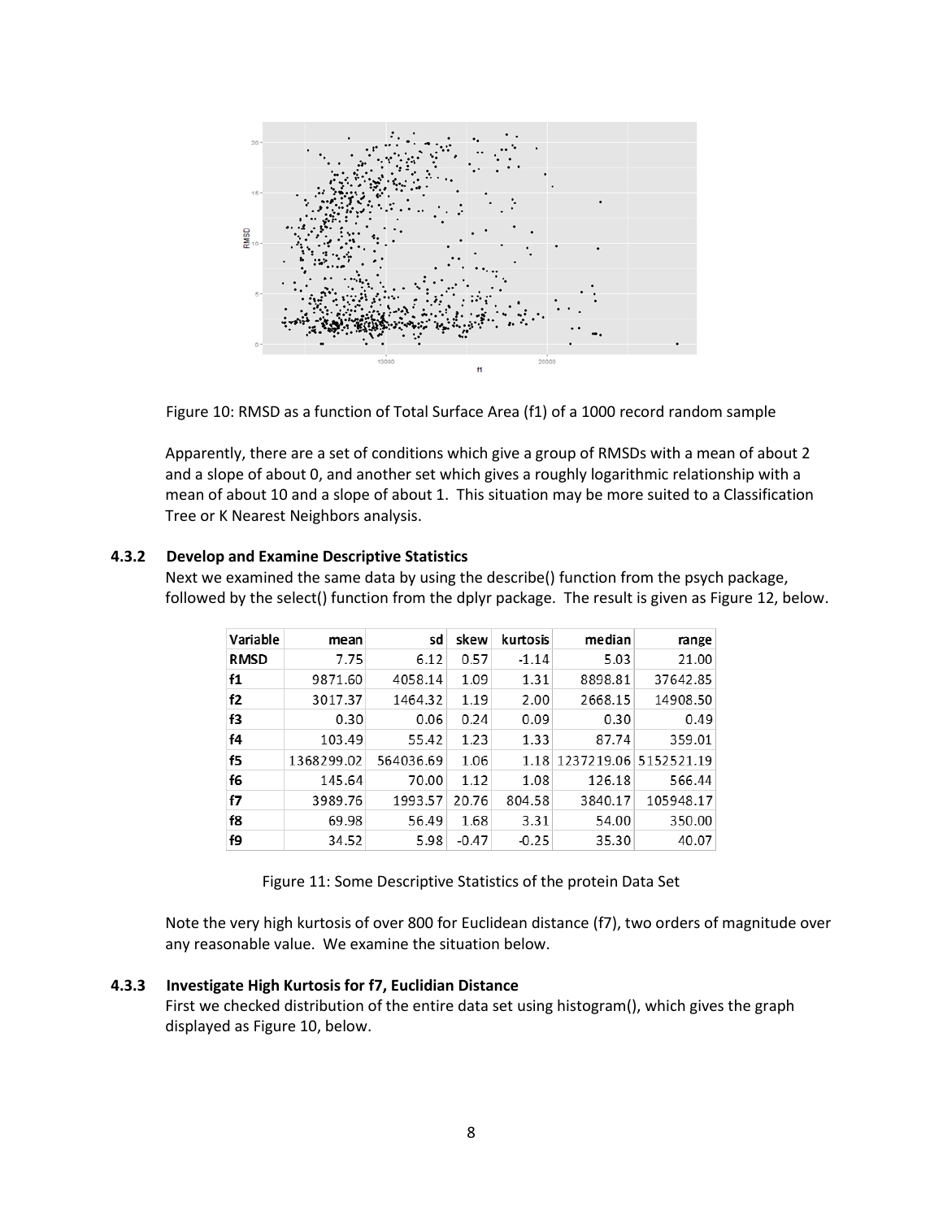Figure 10: RMSD as a function of Total Surface Area (f1) of a 1000 record random sample

Apparently, there are a set of conditions which give a group of RMSDs with a mean of about 2 and a slope of about 0, and another set which gives a roughly logarithmic relationship with a mean of about 10 and a slope of about 1. This situation may be more suited to a Classification Tree or K Nearest Neighbors analysis.

### 4.3.2 Develop and Examine Descriptive Statistics

Next we examined the same data by using the describe() function from the psych package, followed by the select() function from the dplyr package. The result is given as Figure 12, below.

| Variable | mean | sd | skew | kurtosis | median | range |
|---|---|---|---|---|---|---|
| **RMSD** | 7.75 | 6.12 | 0.57 | -1.14 | 5.03 | 21.00 |
| **f1** | 9871.60 | 4058.14 | 1.09 | 1.31 | 8898.81 | 37642.85 |
| **f2** | 3017.37 | 1464.32 | 1.19 | 2.00 | 2668.15 | 14908.50 |
| **f3** | 0.30 | 0.06 | 0.24 | 0.09 | 0.30 | 0.49 |
| **f4** | 103.49 | 55.42 | 1.23 | 1.33 | 87.74 | 359.01 |
| **f5** | 1368299.02 | 564036.69 | 1.06 | 1.18 | 1237219.06 | 5152521.19 |
| **f6** | 145.64 | 70.00 | 1.12 | 1.08 | 126.18 | 566.44 |
| **f7** | 3989.76 | 1993.57 | 20.76 | 804.58 | 3840.17 | 105948.17 |
| **f8** | 69.98 | 56.49 | 1.68 | 3.31 | 54.00 | 350.00 |
| **f9** | 34.52 | 5.98 | -0.47 | -0.25 | 35.30 | 40.07 |

Figure 11: Some Descriptive Statistics of the protein Data Set

Note the very high kurtosis of over 800 for Euclidean distance (f7), two orders of magnitude over any reasonable value. We examine the situation below.

### 4.3.3 Investigate High Kurtosis for f7, Euclidian Distance

First we checked distribution of the entire data set using histogram(), which gives the graph displayed as Figure 10, below.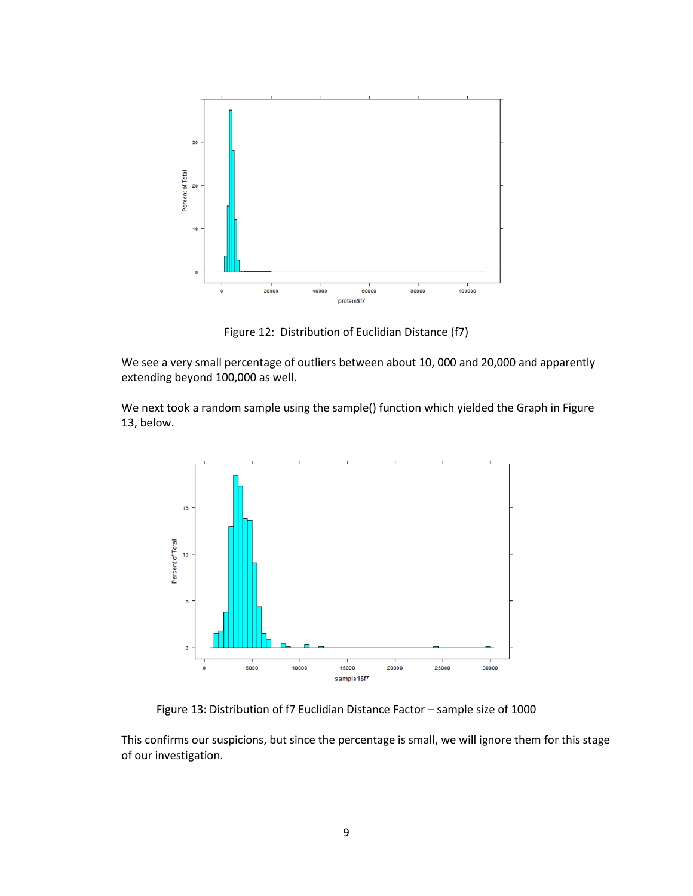Figure 12: Distribution of Euclidian Distance (f7)

We see a very small percentage of outliers between about 10, 000 and 20,000 and apparently extending beyond 100,000 as well.

We next took a random sample using the sample() function which yielded the Graph in Figure 13, below.

Figure 13: Distribution of f7 Euclidian Distance Factor – sample size of 1000

This confirms our suspicions, but since the percentage is small, we will ignore them for this stage of our investigation.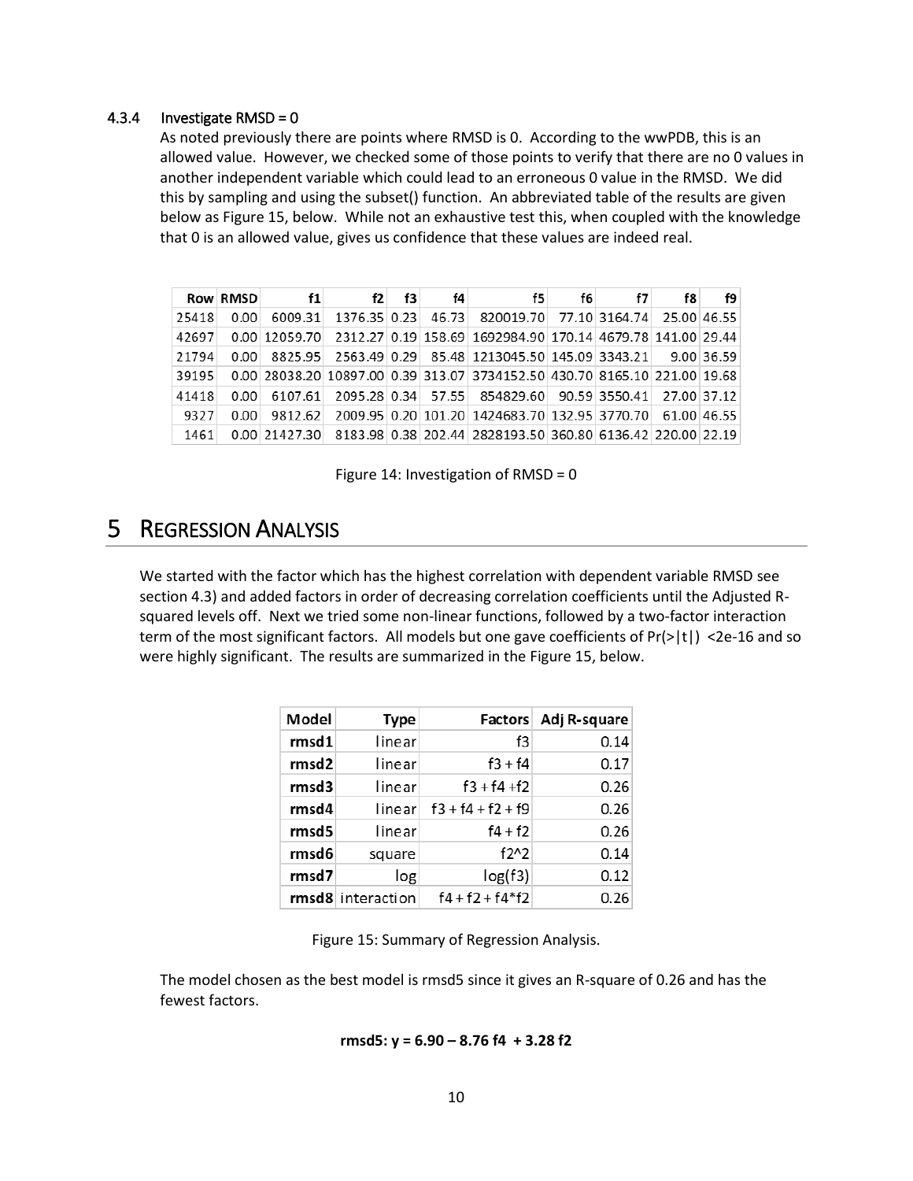### 4.3.4 Investigate RMSD = 0

As noted previously there are points where RMSD is 0. According to the wwPDB, this is an allowed value. However, we checked some of those points to verify that there are no 0 values in another independent variable which could lead to an erroneous 0 value in the RMSD. We did this by sampling and using the subset() function. An abbreviated table of the results are given below as Figure 15, below. While not an exhaustive test this, when coupled with the knowledge that 0 is an allowed value, gives us confidence that these values are indeed real.

| Row | RMSD | f1 | f2 | f3 | f4 | f5 | f6 | f7 | f8 | f9 |
|---|---|---|---|---|---|---|---|---|---|---|
| 25418 | 0.00 | 6009.31 | 1376.35 | 0.23 | 46.73 | 820019.70 | 77.10 | 3164.74 | 25.00 | 46.55 |
| 42697 | 0.00 | 12059.70 | 2312.27 | 0.19 | 158.69 | 1692984.90 | 170.14 | 4679.78 | 141.00 | 29.44 |
| 21794 | 0.00 | 8825.95 | 2563.49 | 0.29 | 85.48 | 1213045.50 | 145.09 | 3343.21 | 9.00 | 36.59 |
| 39195 | 0.00 | 28038.20 | 10897.00 | 0.39 | 313.07 | 3734152.50 | 430.70 | 8165.10 | 221.00 | 19.68 |
| 41418 | 0.00 | 6107.61 | 2095.28 | 0.34 | 57.55 | 854829.60 | 90.59 | 3550.41 | 27.00 | 37.12 |
| 9327 | 0.00 | 9812.62 | 2009.95 | 0.20 | 101.20 | 1424683.70 | 132.95 | 3770.70 | 61.00 | 46.55 |
| 1461 | 0.00 | 21427.30 | 8183.98 | 0.38 | 202.44 | 2828193.50 | 360.80 | 6136.42 | 220.00 | 22.19 |

Figure 14: Investigation of RMSD = 0

# 5 Regression Analysis

We started with the factor which has the highest correlation with dependent variable RMSD see section 4.3) and added factors in order of decreasing correlation coefficients until the Adjusted R-squared levels off. Next we tried some non-linear functions, followed by a two-factor interaction term of the most significant factors. All models but one gave coefficients of Pr(>|t|) <2e-16 and so were highly significant. The results are summarized in the Figure 15, below.

| Model | Type | Factors | Adj R-square |
|---|---|---|---|
| **rmsd1** | linear | f3 | 0.14 |
| **rmsd2** | linear | f3 + f4 | 0.17 |
| **rmsd3** | linear | f3 + f4 +f2 | 0.26 |
| **rmsd4** | linear | f3 + f4 + f2 + f9 | 0.26 |
| **rmsd5** | linear | f4 + f2 | 0.26 |
| **rmsd6** | square | f2^2 | 0.14 |
| **rmsd7** | log | log(f3) | 0.12 |
| **rmsd8** | interaction | f4 + f2 + f4*f2 | 0.26 |

Figure 15: Summary of Regression Analysis.

The model chosen as the best model is rmsd5 since it gives an R-square of 0.26 and has the fewest factors.

**rmsd5: y = 6.90 – 8.76 f4 + 3.28 f2**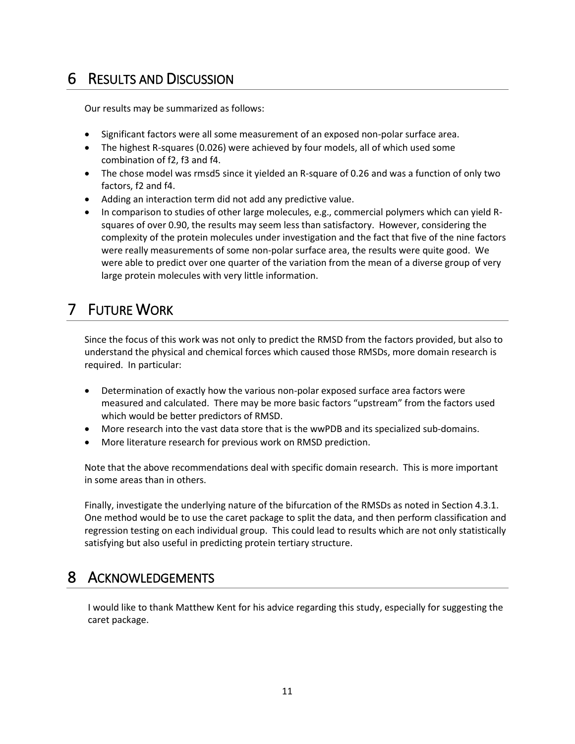# 6 RESULTS AND DISCUSSION

Our results may be summarized as follows:

- Significant factors were all some measurement of an exposed non-polar surface area.
- The highest R-squares (0.026) were achieved by four models, all of which used some combination of f2, f3 and f4.
- The chose model was rmsd5 since it yielded an R-square of 0.26 and was a function of only two factors, f2 and f4.
- Adding an interaction term did not add any predictive value.
- In comparison to studies of other large molecules, e.g., commercial polymers which can yield R-squares of over 0.90, the results may seem less than satisfactory. However, considering the complexity of the protein molecules under investigation and the fact that five of the nine factors were really measurements of some non-polar surface area, the results were quite good. We were able to predict over one quarter of the variation from the mean of a diverse group of very large protein molecules with very little information.

# 7 FUTURE WORK

Since the focus of this work was not only to predict the RMSD from the factors provided, but also to understand the physical and chemical forces which caused those RMSDs, more domain research is required. In particular:

- Determination of exactly how the various non-polar exposed surface area factors were measured and calculated. There may be more basic factors "upstream" from the factors used which would be better predictors of RMSD.
- More research into the vast data store that is the wwPDB and its specialized sub-domains.
- More literature research for previous work on RMSD prediction.

Note that the above recommendations deal with specific domain research. This is more important in some areas than in others.

Finally, investigate the underlying nature of the bifurcation of the RMSDs as noted in Section 4.3.1. One method would be to use the caret package to split the data, and then perform classification and regression testing on each individual group. This could lead to results which are not only statistically satisfying but also useful in predicting protein tertiary structure.

# 8 ACKNOWLEDGEMENTS

I would like to thank Matthew Kent for his advice regarding this study, especially for suggesting the caret package.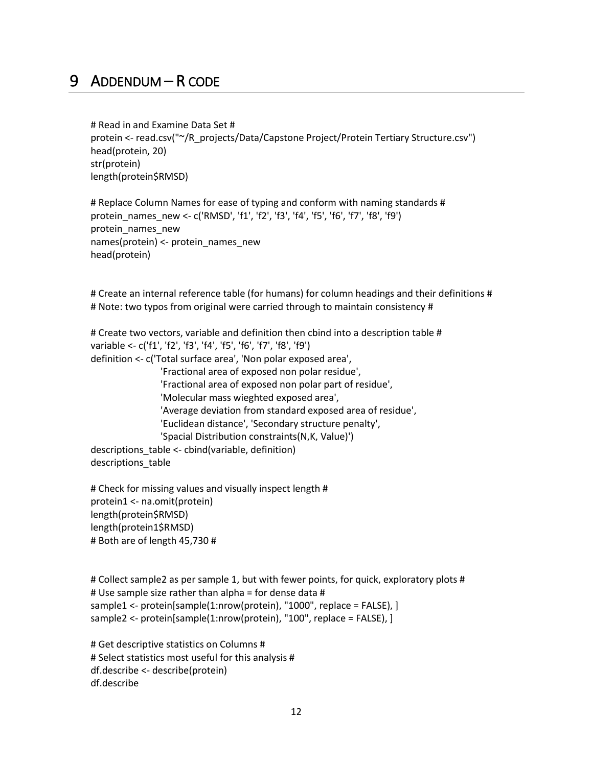# 9 ADDENDUM – R CODE

```
# Read in and Examine Data Set #
protein <- read.csv("~/R_projects/Data/Capstone Project/Protein Tertiary Structure.csv")
head(protein, 20)
str(protein)
length(protein$RMSD)

# Replace Column Names for ease of typing and conform with naming standards #
protein_names_new <- c('RMSD', 'f1', 'f2', 'f3', 'f4', 'f5', 'f6', 'f7', 'f8', 'f9')
protein_names_new
names(protein) <- protein_names_new
head(protein)


# Create an internal reference table (for humans) for column headings and their definitions #
# Note: two typos from original were carried through to maintain consistency #

# Create two vectors, variable and definition then cbind into a description table #
variable <- c('f1', 'f2', 'f3', 'f4', 'f5', 'f6', 'f7', 'f8', 'f9')
definition <- c('Total surface area', 'Non polar exposed area',
                'Fractional area of exposed non polar residue',
                'Fractional area of exposed non polar part of residue',
                'Molecular mass wieghted exposed area',
                'Average deviation from standard exposed area of residue',
                'Euclidean distance', 'Secondary structure penalty',
                'Spacial Distribution constraints(N,K, Value)')
descriptions_table <- cbind(variable, definition)
descriptions_table

# Check for missing values and visually inspect length #
protein1 <- na.omit(protein)
length(protein$RMSD)
length(protein1$RMSD)
# Both are of length 45,730 #


# Collect sample2 as per sample 1, but with fewer points, for quick, exploratory plots #
# Use sample size rather than alpha = for dense data #
sample1 <- protein[sample(1:nrow(protein), "1000", replace = FALSE), ]
sample2 <- protein[sample(1:nrow(protein), "100", replace = FALSE), ]

# Get descriptive statistics on Columns #
# Select statistics most useful for this analysis #
df.describe <- describe(protein)
df.describe
```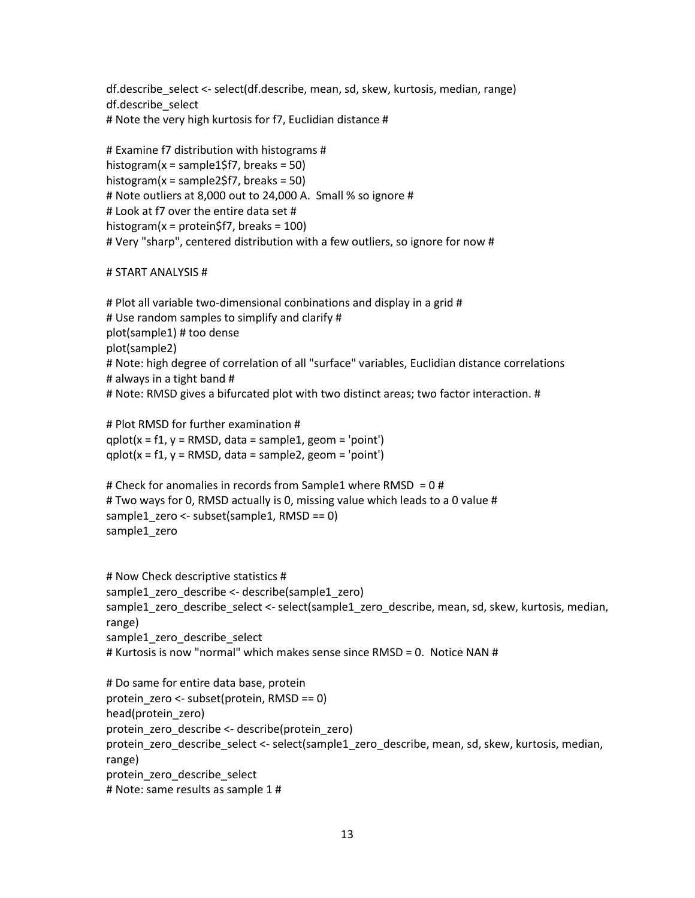```
df.describe_select <- select(df.describe, mean, sd, skew, kurtosis, median, range)
df.describe_select
# Note the very high kurtosis for f7, Euclidian distance #

# Examine f7 distribution with histograms #
histogram(x = sample1$f7, breaks = 50)
histogram(x = sample2$f7, breaks = 50)
# Note outliers at 8,000 out to 24,000 A.  Small % so ignore #
# Look at f7 over the entire data set #
histogram(x = protein$f7, breaks = 100)
# Very "sharp", centered distribution with a few outliers, so ignore for now #

# START ANALYSIS #

# Plot all variable two-dimensional conbinations and display in a grid #
# Use random samples to simplify and clarify #
plot(sample1) # too dense
plot(sample2)
# Note: high degree of correlation of all "surface" variables, Euclidian distance correlations
# always in a tight band #
# Note: RMSD gives a bifurcated plot with two distinct areas; two factor interaction. #

# Plot RMSD for further examination #
qplot(x = f1, y = RMSD, data = sample1, geom = 'point')
qplot(x = f1, y = RMSD, data = sample2, geom = 'point')

# Check for anomalies in records from Sample1 where RMSD  = 0 #
# Two ways for 0, RMSD actually is 0, missing value which leads to a 0 value #
sample1_zero <- subset(sample1, RMSD == 0)
sample1_zero


# Now Check descriptive statistics #
sample1_zero_describe <- describe(sample1_zero)
sample1_zero_describe_select <- select(sample1_zero_describe, mean, sd, skew, kurtosis, median,
range)
sample1_zero_describe_select
# Kurtosis is now "normal" which makes sense since RMSD = 0.  Notice NAN #

# Do same for entire data base, protein
protein_zero <- subset(protein, RMSD == 0)
head(protein_zero)
protein_zero_describe <- describe(protein_zero)
protein_zero_describe_select <- select(sample1_zero_describe, mean, sd, skew, kurtosis, median,
range)
protein_zero_describe_select
# Note: same results as sample 1 #
```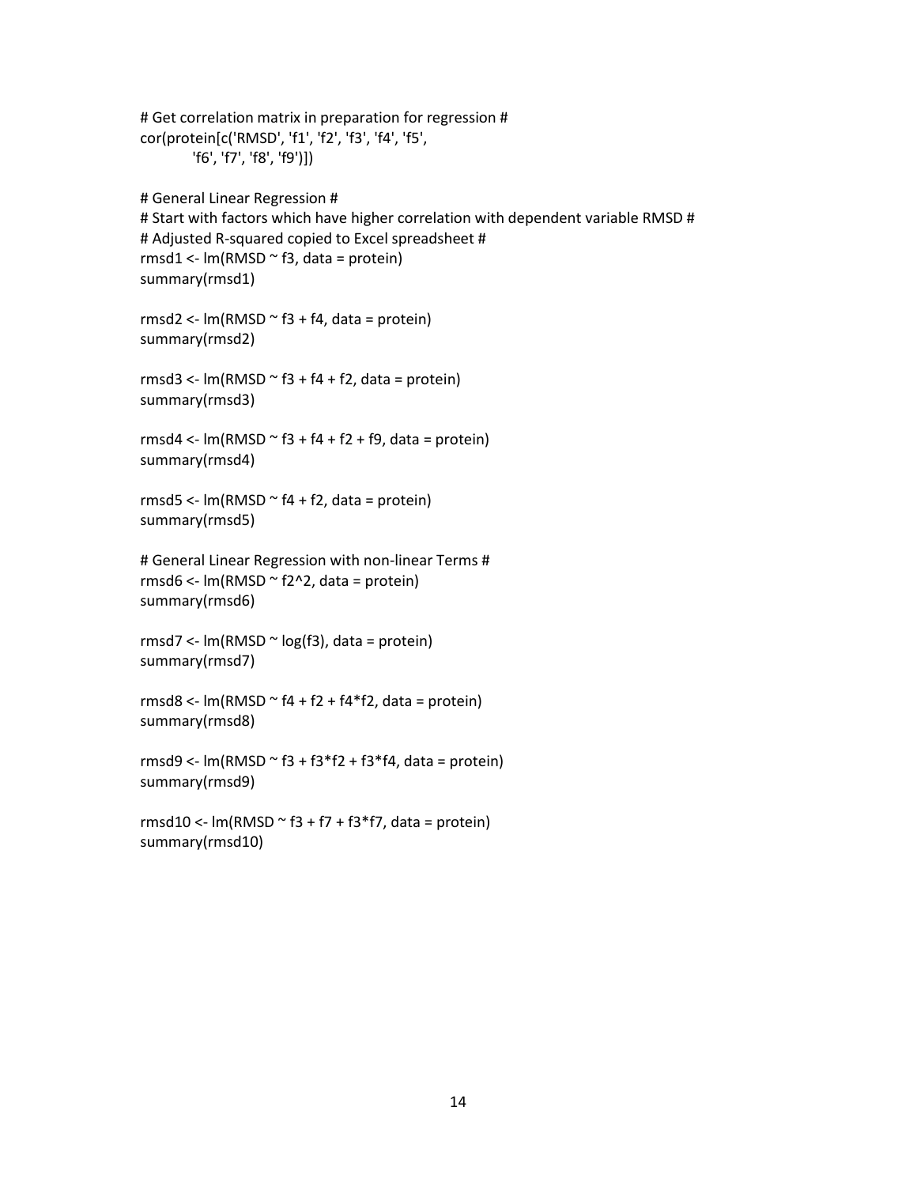```
# Get correlation matrix in preparation for regression #
cor(protein[c('RMSD', 'f1', 'f2', 'f3', 'f4', 'f5',
          'f6', 'f7', 'f8', 'f9')])

# General Linear Regression #
# Start with factors which have higher correlation with dependent variable RMSD #
# Adjusted R-squared copied to Excel spreadsheet #
rmsd1 <- lm(RMSD ~ f3, data = protein)
summary(rmsd1)

rmsd2 <- lm(RMSD ~ f3 + f4, data = protein)
summary(rmsd2)

rmsd3 <- lm(RMSD ~ f3 + f4 + f2, data = protein)
summary(rmsd3)

rmsd4 <- lm(RMSD ~ f3 + f4 + f2 + f9, data = protein)
summary(rmsd4)

rmsd5 <- lm(RMSD ~ f4 + f2, data = protein)
summary(rmsd5)

# General Linear Regression with non-linear Terms #
rmsd6 <- lm(RMSD ~ f2^2, data = protein)
summary(rmsd6)

rmsd7 <- lm(RMSD ~ log(f3), data = protein)
summary(rmsd7)

rmsd8 <- lm(RMSD ~ f4 + f2 + f4*f2, data = protein)
summary(rmsd8)

rmsd9 <- lm(RMSD ~ f3 + f3*f2 + f3*f4, data = protein)
summary(rmsd9)

rmsd10 <- lm(RMSD ~ f3 + f7 + f3*f7, data = protein)
summary(rmsd10)
```